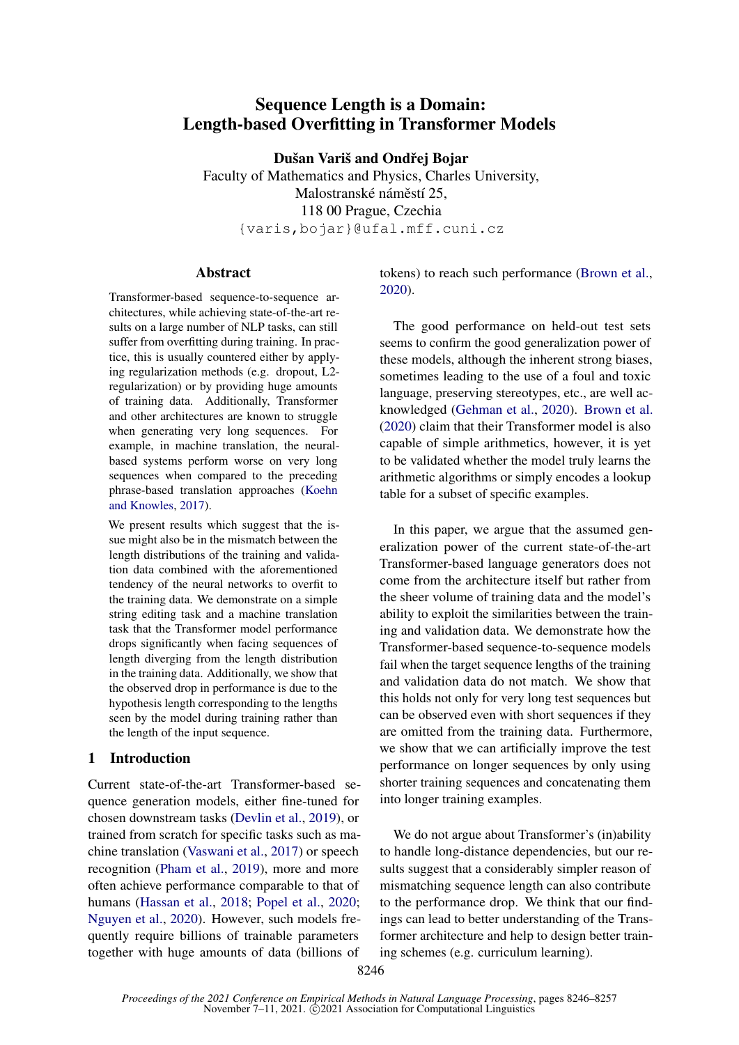# Sequence Length is a Domain: Length-based Overfitting in Transformer Models

**Dušan Variš and Ondřej Bojar**

Faculty of Mathematics and Physics, Charles University,
Malostranské náměstí 25,
118 00 Prague, Czechia
{varis,bojar}@ufal.mff.cuni.cz

## Abstract

Transformer-based sequence-to-sequence architectures, while achieving state-of-the-art results on a large number of NLP tasks, can still suffer from overfitting during training. In practice, this is usually countered either by applying regularization methods (e.g. dropout, L2-regularization) or by providing huge amounts of training data. Additionally, Transformer and other architectures are known to struggle when generating very long sequences. For example, in machine translation, the neural-based systems perform worse on very long sequences when compared to the preceding phrase-based translation approaches (Koehn and Knowles, 2017).

We present results which suggest that the issue might also be in the mismatch between the length distributions of the training and validation data combined with the aforementioned tendency of the neural networks to overfit to the training data. We demonstrate on a simple string editing task and a machine translation task that the Transformer model performance drops significantly when facing sequences of length diverging from the length distribution in the training data. Additionally, we show that the observed drop in performance is due to the hypothesis length corresponding to the lengths seen by the model during training rather than the length of the input sequence.

## 1 Introduction

Current state-of-the-art Transformer-based sequence generation models, either fine-tuned for chosen downstream tasks (Devlin et al., 2019), or trained from scratch for specific tasks such as machine translation (Vaswani et al., 2017) or speech recognition (Pham et al., 2019), more and more often achieve performance comparable to that of humans (Hassan et al., 2018; Popel et al., 2020; Nguyen et al., 2020). However, such models frequently require billions of trainable parameters together with huge amounts of data (billions of tokens) to reach such performance (Brown et al., 2020).

The good performance on held-out test sets seems to confirm the good generalization power of these models, although the inherent strong biases, sometimes leading to the use of a foul and toxic language, preserving stereotypes, etc., are well acknowledged (Gehman et al., 2020). Brown et al. (2020) claim that their Transformer model is also capable of simple arithmetics, however, it is yet to be validated whether the model truly learns the arithmetic algorithms or simply encodes a lookup table for a subset of specific examples.

In this paper, we argue that the assumed generalization power of the current state-of-the-art Transformer-based language generators does not come from the architecture itself but rather from the sheer volume of training data and the model's ability to exploit the similarities between the training and validation data. We demonstrate how the Transformer-based sequence-to-sequence models fail when the target sequence lengths of the training and validation data do not match. We show that this holds not only for very long test sequences but can be observed even with short sequences if they are omitted from the training data. Furthermore, we show that we can artificially improve the test performance on longer sequences by only using shorter training sequences and concatenating them into longer training examples.

We do not argue about Transformer's (in)ability to handle long-distance dependencies, but our results suggest that a considerably simpler reason of mismatching sequence length can also contribute to the performance drop. We think that our findings can lead to better understanding of the Transformer architecture and help to design better training schemes (e.g. curriculum learning).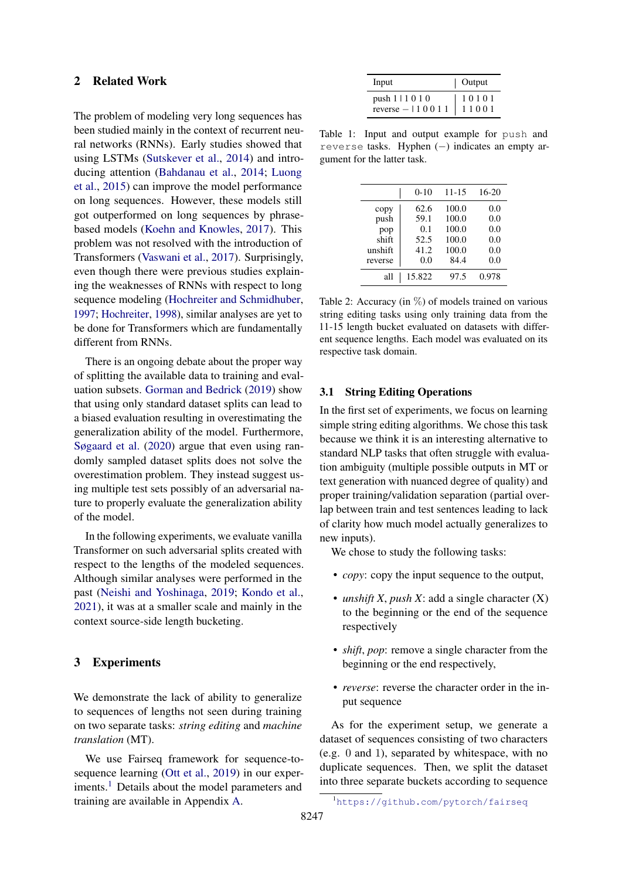## 2 Related Work

The problem of modeling very long sequences has been studied mainly in the context of recurrent neural networks (RNNs). Early studies showed that using LSTMs (Sutskever et al., 2014) and introducing attention (Bahdanau et al., 2014; Luong et al., 2015) can improve the model performance on long sequences. However, these models still got outperformed on long sequences by phrase-based models (Koehn and Knowles, 2017). This problem was not resolved with the introduction of Transformers (Vaswani et al., 2017). Surprisingly, even though there were previous studies explaining the weaknesses of RNNs with respect to long sequence modeling (Hochreiter and Schmidhuber, 1997; Hochreiter, 1998), similar analyses are yet to be done for Transformers which are fundamentally different from RNNs.

There is an ongoing debate about the proper way of splitting the available data to training and evaluation subsets. Gorman and Bedrick (2019) show that using only standard dataset splits can lead to a biased evaluation resulting in overestimating the generalization ability of the model. Furthermore, Søgaard et al. (2020) argue that even using randomly sampled dataset splits does not solve the overestimation problem. They instead suggest using multiple test sets possibly of an adversarial nature to properly evaluate the generalization ability of the model.

In the following experiments, we evaluate vanilla Transformer on such adversarial splits created with respect to the lengths of the modeled sequences. Although similar analyses were performed in the past (Neishi and Yoshinaga, 2019; Kondo et al., 2021), it was at a smaller scale and mainly in the context source-side length bucketing.

## 3 Experiments

We demonstrate the lack of ability to generalize to sequences of lengths not seen during training on two separate tasks: *string editing* and *machine translation* (MT).

We use Fairseq framework for sequence-to-sequence learning (Ott et al., 2019) in our experiments.[1] Details about the model parameters and training are available in Appendix A.

| Input | Output |
|---|---|
| push 1 \| 1 0 1 0 | 1 0 1 0 1 |
| reverse − \| 1 0 0 1 1 | 1 1 0 0 1 |

Table 1: Input and output example for `push` and `reverse` tasks. Hyphen (−) indicates an empty argument for the latter task.

| | 0-10 | 11-15 | 16-20 |
|---|---|---|---|
| copy | 62.6 | 100.0 | 0.0 |
| push | 59.1 | 100.0 | 0.0 |
| pop | 0.1 | 100.0 | 0.0 |
| shift | 52.5 | 100.0 | 0.0 |
| unshift | 41.2 | 100.0 | 0.0 |
| reverse | 0.0 | 84.4 | 0.0 |
| all | 15.822 | 97.5 | 0.978 |

Table 2: Accuracy (in %) of models trained on various string editing tasks using only training data from the 11-15 length bucket evaluated on datasets with different sequence lengths. Each model was evaluated on its respective task domain.

### 3.1 String Editing Operations

In the first set of experiments, we focus on learning simple string editing algorithms. We chose this task because we think it is an interesting alternative to standard NLP tasks that often struggle with evaluation ambiguity (multiple possible outputs in MT or text generation with nuanced degree of quality) and proper training/validation separation (partial overlap between train and test sentences leading to lack of clarity how much model actually generalizes to new inputs).

We chose to study the following tasks:

- *copy*: copy the input sequence to the output,
- *unshift X*, *push X*: add a single character (X) to the beginning or the end of the sequence respectively
- *shift*, *pop*: remove a single character from the beginning or the end respectively,
- *reverse*: reverse the character order in the input sequence

As for the experiment setup, we generate a dataset of sequences consisting of two characters (e.g. 0 and 1), separated by whitespace, with no duplicate sequences. Then, we split the dataset into three separate buckets according to sequence

[1] https://github.com/pytorch/fairseq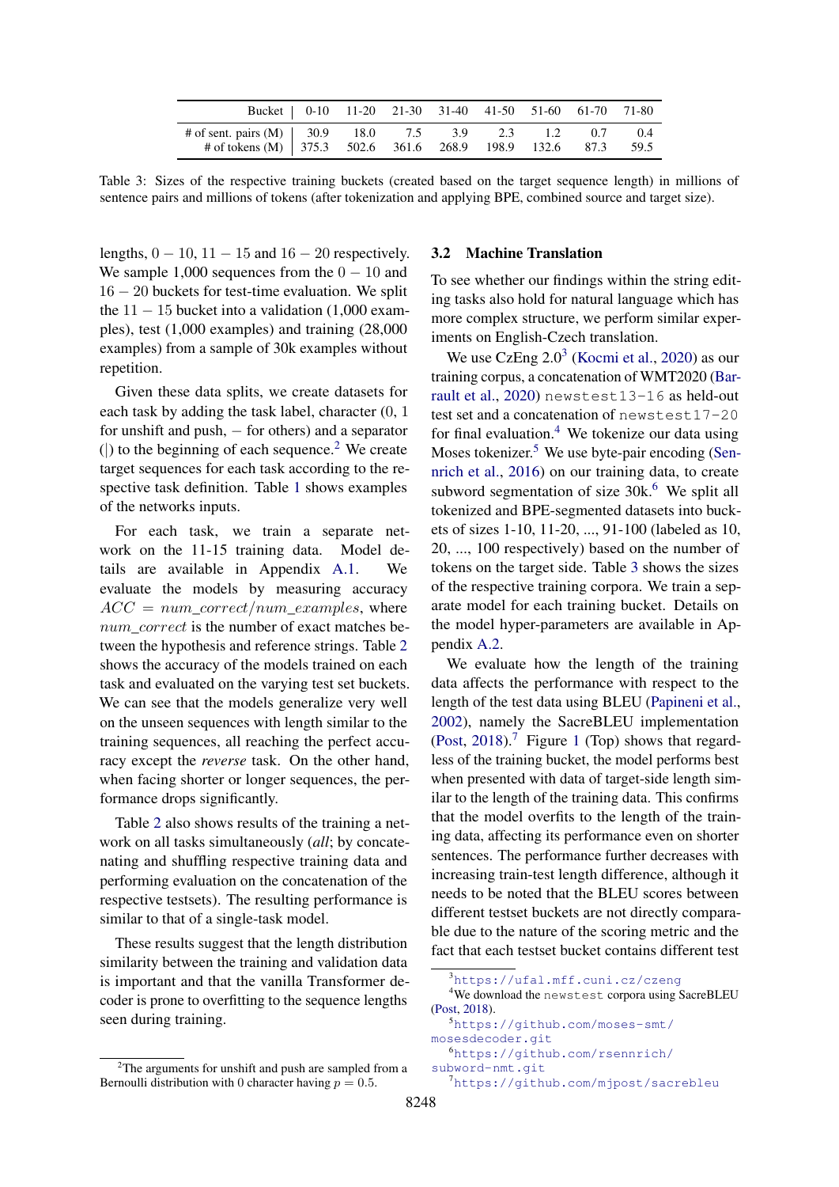| Bucket | 0-10 | 11-20 | 21-30 | 31-40 | 41-50 | 51-60 | 61-70 | 71-80 |
|---|---|---|---|---|---|---|---|---|
| # of sent. pairs (M) | 30.9 | 18.0 | 7.5 | 3.9 | 2.3 | 1.2 | 0.7 | 0.4 |
| # of tokens (M) | 375.3 | 502.6 | 361.6 | 268.9 | 198.9 | 132.6 | 87.3 | 59.5 |

Table 3: Sizes of the respective training buckets (created based on the target sequence length) in millions of sentence pairs and millions of tokens (after tokenization and applying BPE, combined source and target size).

lengths, $0-10$, $11-15$ and $16-20$ respectively. We sample 1,000 sequences from the $0-10$ and $16-20$ buckets for test-time evaluation. We split the $11-15$ bucket into a validation (1,000 examples), test (1,000 examples) and training (28,000 examples) from a sample of 30k examples without repetition.

Given these data splits, we create datasets for each task by adding the task label, character (0, 1 for unshift and push, $-$ for others) and a separator (|) to the beginning of each sequence.[2] We create target sequences for each task according to the respective task definition. Table 1 shows examples of the networks inputs.

For each task, we train a separate network on the 11-15 training data. Model details are available in Appendix A.1. We evaluate the models by measuring accuracy $ACC = num\_correct/num\_examples$, where $num\_correct$ is the number of exact matches between the hypothesis and reference strings. Table 2 shows the accuracy of the models trained on each task and evaluated on the varying test set buckets. We can see that the models generalize very well on the unseen sequences with length similar to the training sequences, all reaching the perfect accuracy except the *reverse* task. On the other hand, when facing shorter or longer sequences, the performance drops significantly.

Table 2 also shows results of the training a network on all tasks simultaneously (*all*; by concatenating and shuffling respective training data and performing evaluation on the concatenation of the respective testsets). The resulting performance is similar to that of a single-task model.

These results suggest that the length distribution similarity between the training and validation data is important and that the vanilla Transformer decoder is prone to overfitting to the sequence lengths seen during training.

## 3.2 Machine Translation

To see whether our findings within the string editing tasks also hold for natural language which has more complex structure, we perform similar experiments on English-Czech translation.

We use CzEng 2.0[3] (Kocmi et al., 2020) as our training corpus, a concatenation of WMT2020 (Barrault et al., 2020) `newstest13-16` as held-out test set and a concatenation of `newstest17-20` for final evaluation.[4] We tokenize our data using Moses tokenizer.[5] We use byte-pair encoding (Sennrich et al., 2016) on our training data, to create subword segmentation of size 30k.[6] We split all tokenized and BPE-segmented datasets into buckets of sizes 1-10, 11-20, ..., 91-100 (labeled as 10, 20, ..., 100 respectively) based on the number of tokens on the target side. Table 3 shows the sizes of the respective training corpora. We train a separate model for each training bucket. Details on the model hyper-parameters are available in Appendix A.2.

We evaluate how the length of the training data affects the performance with respect to the length of the test data using BLEU (Papineni et al., 2002), namely the SacreBLEU implementation (Post, 2018).[7] Figure 1 (Top) shows that regardless of the training bucket, the model performs best when presented with data of target-side length similar to the length of the training data. This confirms that the model overfits to the length of the training data, affecting its performance even on shorter sentences. The performance further decreases with increasing train-test length difference, although it needs to be noted that the BLEU scores between different testset buckets are not directly comparable due to the nature of the scoring metric and the fact that each testset bucket contains different test

[2] The arguments for unshift and push are sampled from a Bernoulli distribution with 0 character having $p = 0.5$.

[3] https://ufal.mff.cuni.cz/czeng

[4] We download the `newstest` corpora using SacreBLEU (Post, 2018).

[5] https://github.com/moses-smt/mosesdecoder.git

[6] https://github.com/rsennrich/subword-nmt.git

[7] https://github.com/mjpost/sacrebleu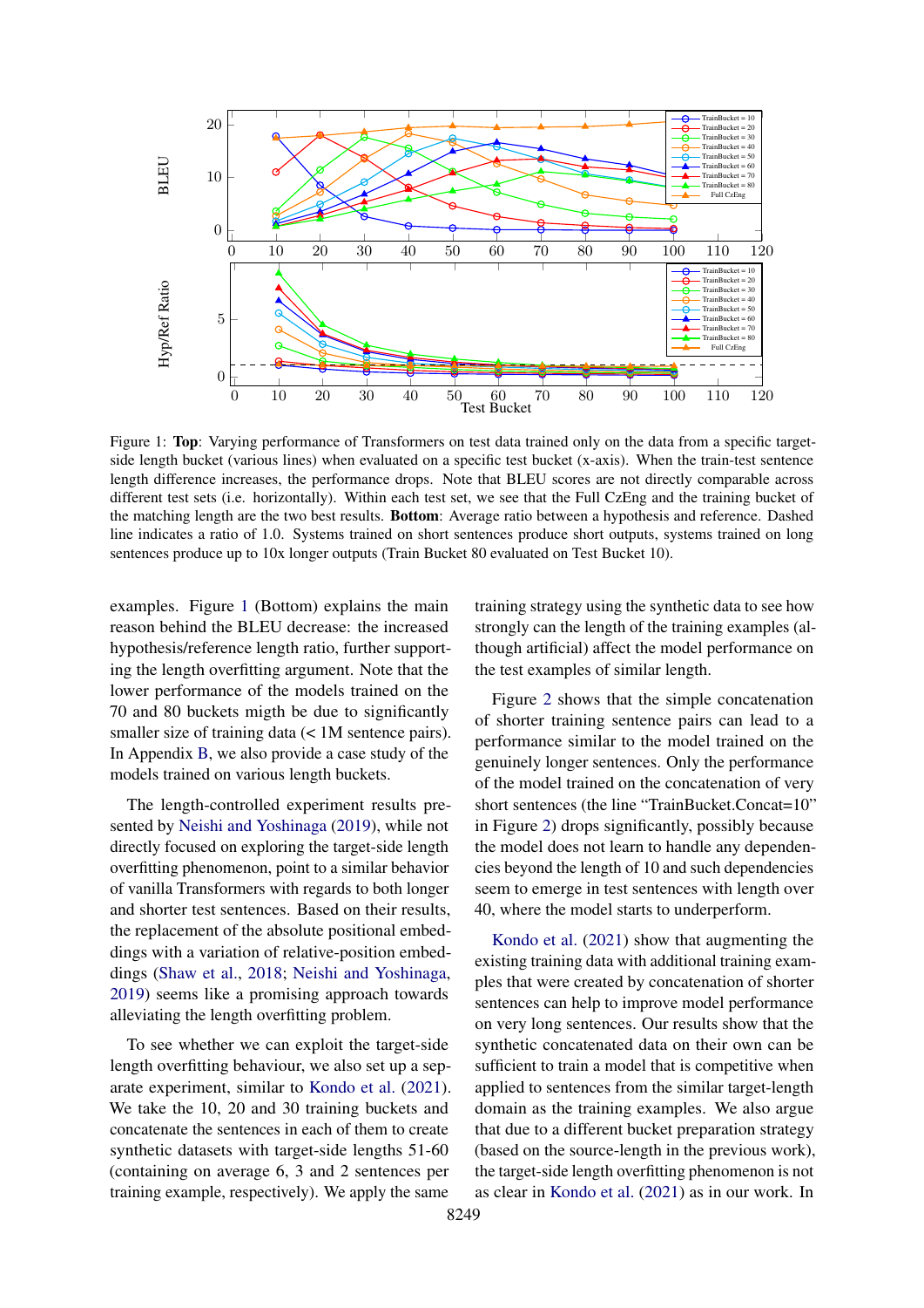Figure 1: **Top**: Varying performance of Transformers on test data trained only on the data from a specific target-side length bucket (various lines) when evaluated on a specific test bucket (x-axis). When the train-test sentence length difference increases, the performance drops. Note that BLEU scores are not directly comparable across different test sets (i.e. horizontally). Within each test set, we see that the Full CzEng and the training bucket of the matching length are the two best results. **Bottom**: Average ratio between a hypothesis and reference. Dashed line indicates a ratio of 1.0. Systems trained on short sentences produce short outputs, systems trained on long sentences produce up to 10x longer outputs (Train Bucket 80 evaluated on Test Bucket 10).

examples. Figure 1 (Bottom) explains the main reason behind the BLEU decrease: the increased hypothesis/reference length ratio, further supporting the length overfitting argument. Note that the lower performance of the models trained on the 70 and 80 buckets migth be due to significantly smaller size of training data (< 1M sentence pairs). In Appendix B, we also provide a case study of the models trained on various length buckets.

The length-controlled experiment results presented by Neishi and Yoshinaga (2019), while not directly focused on exploring the target-side length overfitting phenomenon, point to a similar behavior of vanilla Transformers with regards to both longer and shorter test sentences. Based on their results, the replacement of the absolute positional embeddings with a variation of relative-position embeddings (Shaw et al., 2018; Neishi and Yoshinaga, 2019) seems like a promising approach towards alleviating the length overfitting problem.

To see whether we can exploit the target-side length overfitting behaviour, we also set up a separate experiment, similar to Kondo et al. (2021). We take the 10, 20 and 30 training buckets and concatenate the sentences in each of them to create synthetic datasets with target-side lengths 51-60 (containing on average 6, 3 and 2 sentences per training example, respectively). We apply the same training strategy using the synthetic data to see how strongly can the length of the training examples (although artificial) affect the model performance on the test examples of similar length.

Figure 2 shows that the simple concatenation of shorter training sentence pairs can lead to a performance similar to the model trained on the genuinely longer sentences. Only the performance of the model trained on the concatenation of very short sentences (the line "TrainBucket.Concat=10" in Figure 2) drops significantly, possibly because the model does not learn to handle any dependencies beyond the length of 10 and such dependencies seem to emerge in test sentences with length over 40, where the model starts to underperform.

Kondo et al. (2021) show that augmenting the existing training data with additional training examples that were created by concatenation of shorter sentences can help to improve model performance on very long sentences. Our results show that the synthetic concatenated data on their own can be sufficient to train a model that is competitive when applied to sentences from the similar target-length domain as the training examples. We also argue that due to a different bucket preparation strategy (based on the source-length in the previous work), the target-side length overfitting phenomenon is not as clear in Kondo et al. (2021) as in our work. In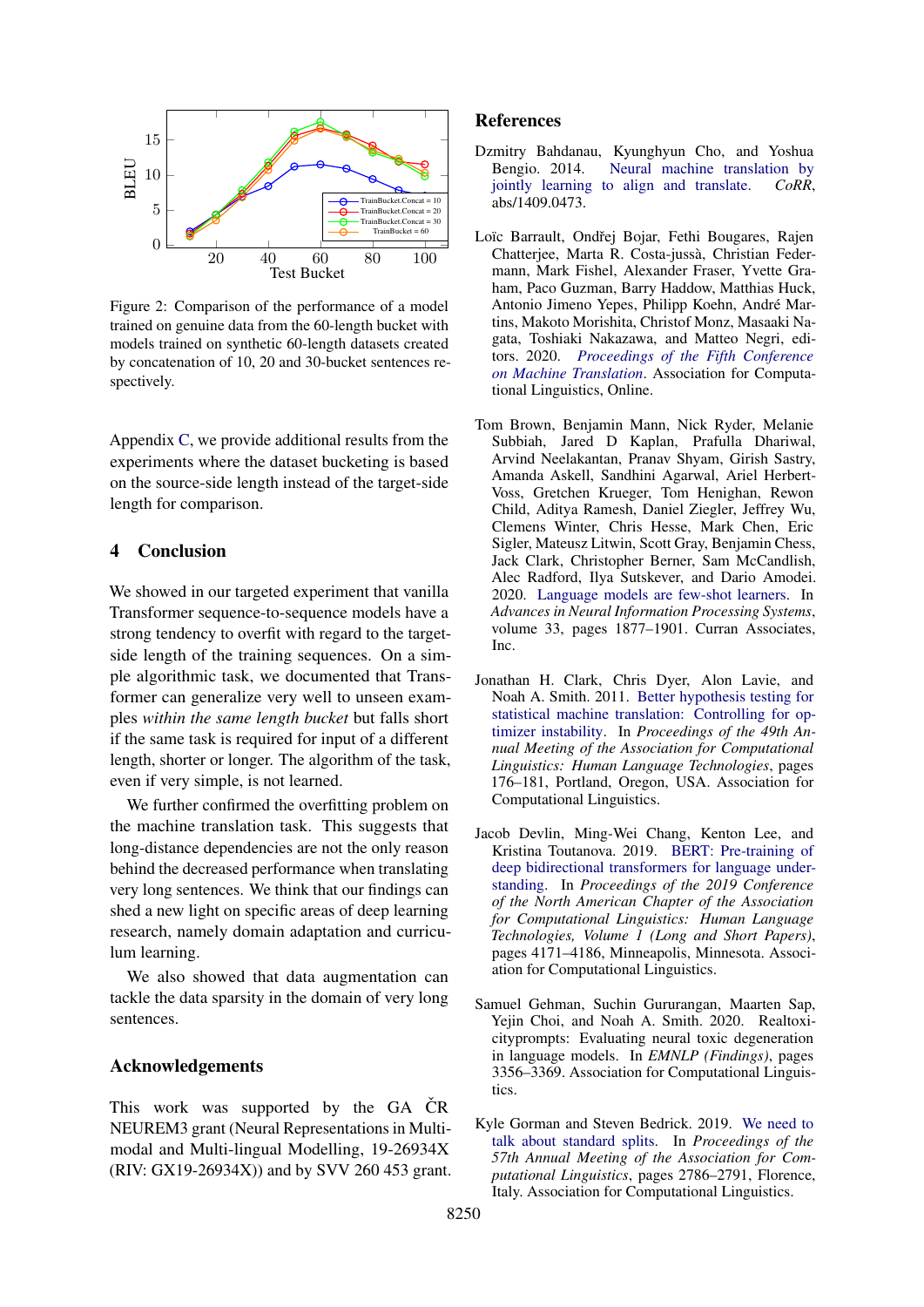Figure 2: Comparison of the performance of a model trained on genuine data from the 60-length bucket with models trained on synthetic 60-length datasets created by concatenation of 10, 20 and 30-bucket sentences respectively.

Appendix C, we provide additional results from the experiments where the dataset bucketing is based on the source-side length instead of the target-side length for comparison.

## 4 Conclusion

We showed in our targeted experiment that vanilla Transformer sequence-to-sequence models have a strong tendency to overfit with regard to the target-side length of the training sequences. On a simple algorithmic task, we documented that Transformer can generalize very well to unseen examples *within the same length bucket* but falls short if the same task is required for input of a different length, shorter or longer. The algorithm of the task, even if very simple, is not learned.

We further confirmed the overfitting problem on the machine translation task. This suggests that long-distance dependencies are not the only reason behind the decreased performance when translating very long sentences. We think that our findings can shed a new light on specific areas of deep learning research, namely domain adaptation and curriculum learning.

We also showed that data augmentation can tackle the data sparsity in the domain of very long sentences.

## Acknowledgements

This work was supported by the GA ČR NEUREM3 grant (Neural Representations in Multi-modal and Multi-lingual Modelling, 19-26934X (RIV: GX19-26934X)) and by SVV 260 453 grant.

## References

Dzmitry Bahdanau, Kyunghyun Cho, and Yoshua Bengio. 2014. Neural machine translation by jointly learning to align and translate. *CoRR*, abs/1409.0473.

Loïc Barrault, Ondřej Bojar, Fethi Bougares, Rajen Chatterjee, Marta R. Costa-jussà, Christian Federmann, Mark Fishel, Alexander Fraser, Yvette Graham, Paco Guzman, Barry Haddow, Matthias Huck, Antonio Jimeno Yepes, Philipp Koehn, André Martins, Makoto Morishita, Christof Monz, Masaaki Nagata, Toshiaki Nakazawa, and Matteo Negri, editors. 2020. *Proceedings of the Fifth Conference on Machine Translation*. Association for Computational Linguistics, Online.

Tom Brown, Benjamin Mann, Nick Ryder, Melanie Subbiah, Jared D Kaplan, Prafulla Dhariwal, Arvind Neelakantan, Pranav Shyam, Girish Sastry, Amanda Askell, Sandhini Agarwal, Ariel Herbert-Voss, Gretchen Krueger, Tom Henighan, Rewon Child, Aditya Ramesh, Daniel Ziegler, Jeffrey Wu, Clemens Winter, Chris Hesse, Mark Chen, Eric Sigler, Mateusz Litwin, Scott Gray, Benjamin Chess, Jack Clark, Christopher Berner, Sam McCandlish, Alec Radford, Ilya Sutskever, and Dario Amodei. 2020. Language models are few-shot learners. In *Advances in Neural Information Processing Systems*, volume 33, pages 1877–1901. Curran Associates, Inc.

Jonathan H. Clark, Chris Dyer, Alon Lavie, and Noah A. Smith. 2011. Better hypothesis testing for statistical machine translation: Controlling for optimizer instability. In *Proceedings of the 49th Annual Meeting of the Association for Computational Linguistics: Human Language Technologies*, pages 176–181, Portland, Oregon, USA. Association for Computational Linguistics.

Jacob Devlin, Ming-Wei Chang, Kenton Lee, and Kristina Toutanova. 2019. BERT: Pre-training of deep bidirectional transformers for language understanding. In *Proceedings of the 2019 Conference of the North American Chapter of the Association for Computational Linguistics: Human Language Technologies, Volume 1 (Long and Short Papers)*, pages 4171–4186, Minneapolis, Minnesota. Association for Computational Linguistics.

Samuel Gehman, Suchin Gururangan, Maarten Sap, Yejin Choi, and Noah A. Smith. 2020. Realtoxicityprompts: Evaluating neural toxic degeneration in language models. In *EMNLP (Findings)*, pages 3356–3369. Association for Computational Linguistics.

Kyle Gorman and Steven Bedrick. 2019. We need to talk about standard splits. In *Proceedings of the 57th Annual Meeting of the Association for Computational Linguistics*, pages 2786–2791, Florence, Italy. Association for Computational Linguistics.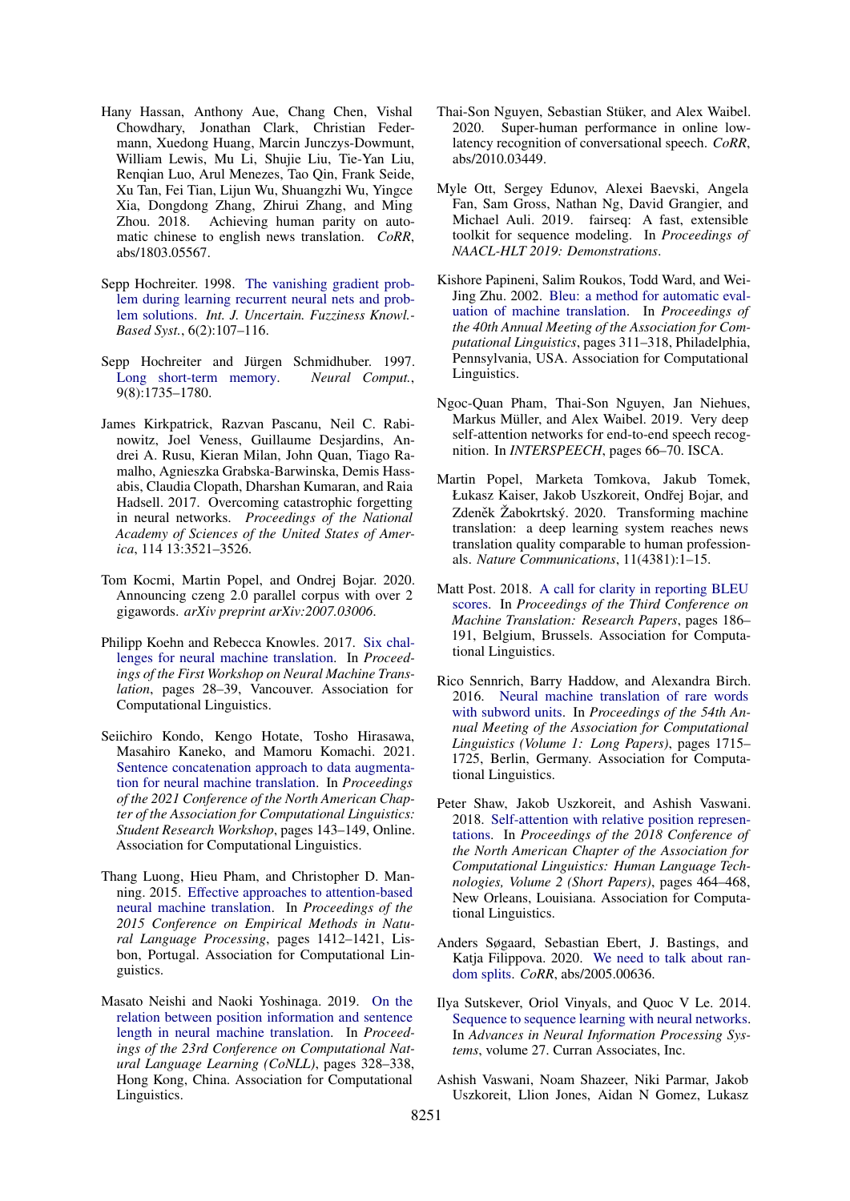Hany Hassan, Anthony Aue, Chang Chen, Vishal Chowdhary, Jonathan Clark, Christian Federmann, Xuedong Huang, Marcin Junczys-Dowmunt, William Lewis, Mu Li, Shujie Liu, Tie-Yan Liu, Renqian Luo, Arul Menezes, Tao Qin, Frank Seide, Xu Tan, Fei Tian, Lijun Wu, Shuangzhi Wu, Yingce Xia, Dongdong Zhang, Zhirui Zhang, and Ming Zhou. 2018. Achieving human parity on automatic chinese to english news translation. *CoRR*, abs/1803.05567.

Sepp Hochreiter. 1998. The vanishing gradient problem during learning recurrent neural nets and problem solutions. *Int. J. Uncertain. Fuzziness Knowl.-Based Syst.*, 6(2):107–116.

Sepp Hochreiter and Jürgen Schmidhuber. 1997. Long short-term memory. *Neural Comput.*, 9(8):1735–1780.

James Kirkpatrick, Razvan Pascanu, Neil C. Rabinowitz, Joel Veness, Guillaume Desjardins, Andrei A. Rusu, Kieran Milan, John Quan, Tiago Ramalho, Agnieszka Grabska-Barwinska, Demis Hassabis, Claudia Clopath, Dharshan Kumaran, and Raia Hadsell. 2017. Overcoming catastrophic forgetting in neural networks. *Proceedings of the National Academy of Sciences of the United States of America*, 114 13:3521–3526.

Tom Kocmi, Martin Popel, and Ondrej Bojar. 2020. Announcing czeng 2.0 parallel corpus with over 2 gigawords. *arXiv preprint arXiv:2007.03006*.

Philipp Koehn and Rebecca Knowles. 2017. Six challenges for neural machine translation. In *Proceedings of the First Workshop on Neural Machine Translation*, pages 28–39, Vancouver. Association for Computational Linguistics.

Seiichiro Kondo, Kengo Hotate, Tosho Hirasawa, Masahiro Kaneko, and Mamoru Komachi. 2021. Sentence concatenation approach to data augmentation for neural machine translation. In *Proceedings of the 2021 Conference of the North American Chapter of the Association for Computational Linguistics: Student Research Workshop*, pages 143–149, Online. Association for Computational Linguistics.

Thang Luong, Hieu Pham, and Christopher D. Manning. 2015. Effective approaches to attention-based neural machine translation. In *Proceedings of the 2015 Conference on Empirical Methods in Natural Language Processing*, pages 1412–1421, Lisbon, Portugal. Association for Computational Linguistics.

Masato Neishi and Naoki Yoshinaga. 2019. On the relation between position information and sentence length in neural machine translation. In *Proceedings of the 23rd Conference on Computational Natural Language Learning (CoNLL)*, pages 328–338, Hong Kong, China. Association for Computational Linguistics.

Thai-Son Nguyen, Sebastian Stüker, and Alex Waibel. 2020. Super-human performance in online low-latency recognition of conversational speech. *CoRR*, abs/2010.03449.

Myle Ott, Sergey Edunov, Alexei Baevski, Angela Fan, Sam Gross, Nathan Ng, David Grangier, and Michael Auli. 2019. fairseq: A fast, extensible toolkit for sequence modeling. In *Proceedings of NAACL-HLT 2019: Demonstrations*.

Kishore Papineni, Salim Roukos, Todd Ward, and Wei-Jing Zhu. 2002. Bleu: a method for automatic evaluation of machine translation. In *Proceedings of the 40th Annual Meeting of the Association for Computational Linguistics*, pages 311–318, Philadelphia, Pennsylvania, USA. Association for Computational Linguistics.

Ngoc-Quan Pham, Thai-Son Nguyen, Jan Niehues, Markus Müller, and Alex Waibel. 2019. Very deep self-attention networks for end-to-end speech recognition. In *INTERSPEECH*, pages 66–70. ISCA.

Martin Popel, Marketa Tomkova, Jakub Tomek, Łukasz Kaiser, Jakob Uszkoreit, Ondřej Bojar, and Zdeněk Žabokrtský. 2020. Transforming machine translation: a deep learning system reaches news translation quality comparable to human professionals. *Nature Communications*, 11(4381):1–15.

Matt Post. 2018. A call for clarity in reporting BLEU scores. In *Proceedings of the Third Conference on Machine Translation: Research Papers*, pages 186–191, Belgium, Brussels. Association for Computational Linguistics.

Rico Sennrich, Barry Haddow, and Alexandra Birch. 2016. Neural machine translation of rare words with subword units. In *Proceedings of the 54th Annual Meeting of the Association for Computational Linguistics (Volume 1: Long Papers)*, pages 1715–1725, Berlin, Germany. Association for Computational Linguistics.

Peter Shaw, Jakob Uszkoreit, and Ashish Vaswani. 2018. Self-attention with relative position representations. In *Proceedings of the 2018 Conference of the North American Chapter of the Association for Computational Linguistics: Human Language Technologies, Volume 2 (Short Papers)*, pages 464–468, New Orleans, Louisiana. Association for Computational Linguistics.

Anders Søgaard, Sebastian Ebert, J. Bastings, and Katja Filippova. 2020. We need to talk about random splits. *CoRR*, abs/2005.00636.

Ilya Sutskever, Oriol Vinyals, and Quoc V Le. 2014. Sequence to sequence learning with neural networks. In *Advances in Neural Information Processing Systems*, volume 27. Curran Associates, Inc.

Ashish Vaswani, Noam Shazeer, Niki Parmar, Jakob Uszkoreit, Llion Jones, Aidan N Gomez, Lukasz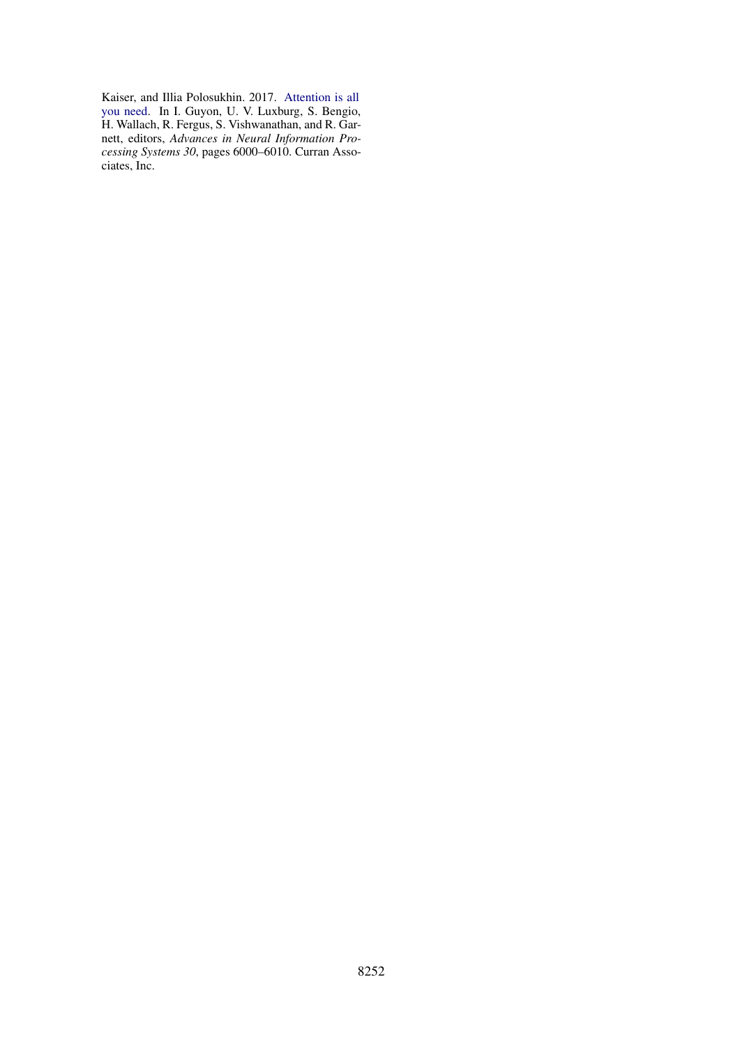Kaiser, and Illia Polosukhin. 2017. Attention is all you need. In I. Guyon, U. V. Luxburg, S. Bengio, H. Wallach, R. Fergus, S. Vishwanathan, and R. Garnett, editors, *Advances in Neural Information Processing Systems 30*, pages 6000–6010. Curran Associates, Inc.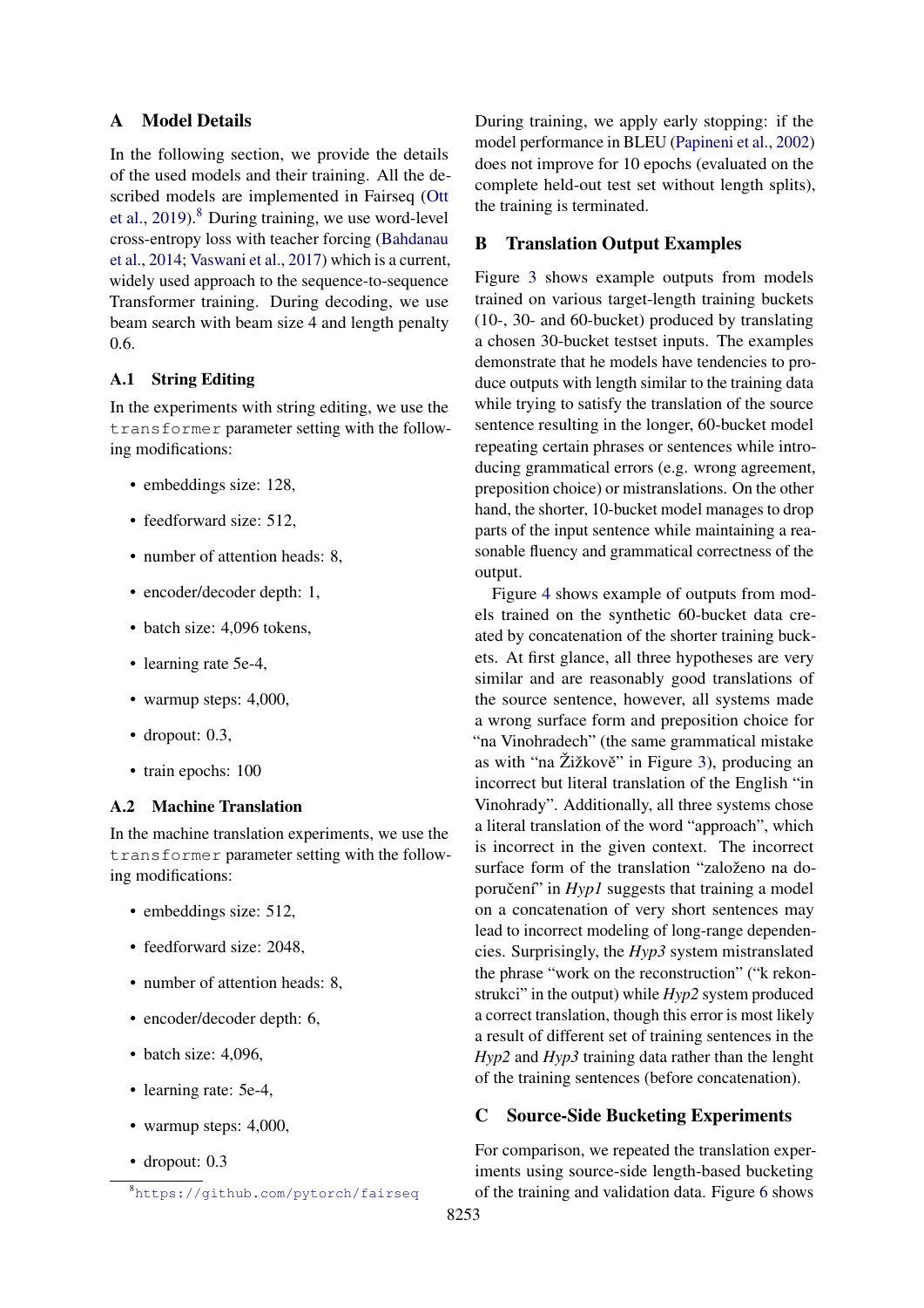## A Model Details

In the following section, we provide the details of the used models and their training. All the described models are implemented in Fairseq (Ott et al., 2019).[8] During training, we use word-level cross-entropy loss with teacher forcing (Bahdanau et al., 2014; Vaswani et al., 2017) which is a current, widely used approach to the sequence-to-sequence Transformer training. During decoding, we use beam search with beam size 4 and length penalty 0.6.

### A.1 String Editing

In the experiments with string editing, we use the `transformer` parameter setting with the following modifications:

- embeddings size: 128,
- feedforward size: 512,
- number of attention heads: 8,
- encoder/decoder depth: 1,
- batch size: 4,096 tokens,
- learning rate 5e-4,
- warmup steps: 4,000,
- dropout: 0.3,
- train epochs: 100

### A.2 Machine Translation

In the machine translation experiments, we use the `transformer` parameter setting with the following modifications:

- embeddings size: 512,
- feedforward size: 2048,
- number of attention heads: 8,
- encoder/decoder depth: 6,
- batch size: 4,096,
- learning rate: 5e-4,
- warmup steps: 4,000,
- dropout: 0.3

[8] https://github.com/pytorch/fairseq

During training, we apply early stopping: if the model performance in BLEU (Papineni et al., 2002) does not improve for 10 epochs (evaluated on the complete held-out test set without length splits), the training is terminated.

## B Translation Output Examples

Figure 3 shows example outputs from models trained on various target-length training buckets (10-, 30- and 60-bucket) produced by translating a chosen 30-bucket testset inputs. The examples demonstrate that he models have tendencies to produce outputs with length similar to the training data while trying to satisfy the translation of the source sentence resulting in the longer, 60-bucket model repeating certain phrases or sentences while introducing grammatical errors (e.g. wrong agreement, preposition choice) or mistranslations. On the other hand, the shorter, 10-bucket model manages to drop parts of the input sentence while maintaining a reasonable fluency and grammatical correctness of the output.

Figure 4 shows example of outputs from models trained on the synthetic 60-bucket data created by concatenation of the shorter training buckets. At first glance, all three hypotheses are very similar and are reasonably good translations of the source sentence, however, all systems made a wrong surface form and preposition choice for "na Vinohradech" (the same grammatical mistake as with "na Žižkově" in Figure 3), producing an incorrect but literal translation of the English "in Vinohrady". Additionally, all three systems chose a literal translation of the word "approach", which is incorrect in the given context. The incorrect surface form of the translation "založeno na doporučení" in *Hyp1* suggests that training a model on a concatenation of very short sentences may lead to incorrect modeling of long-range dependencies. Surprisingly, the *Hyp3* system mistranslated the phrase "work on the reconstruction" ("k rekonstrukci" in the output) while *Hyp2* system produced a correct translation, though this error is most likely a result of different set of training sentences in the *Hyp2* and *Hyp3* training data rather than the lenght of the training sentences (before concatenation).

## C Source-Side Bucketing Experiments

For comparison, we repeated the translation experiments using source-side length-based bucketing of the training and validation data. Figure 6 shows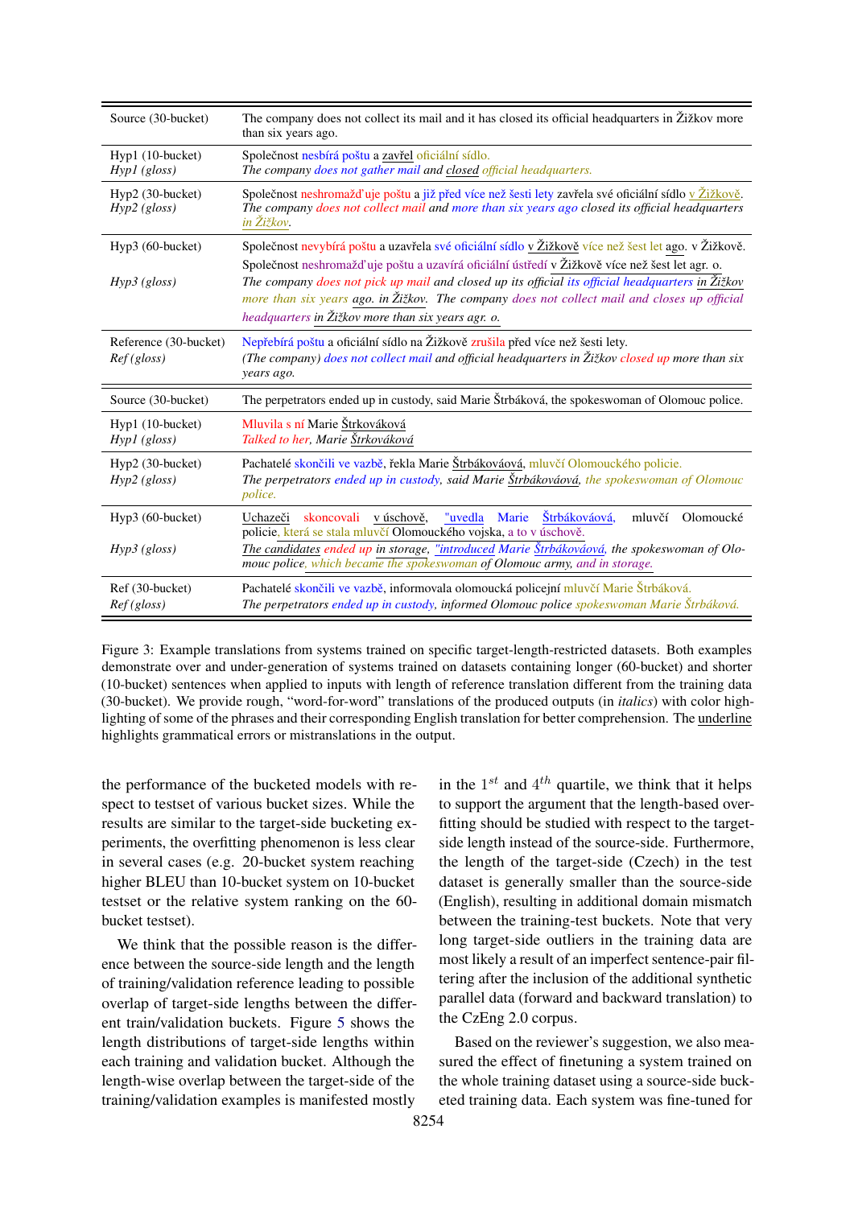| | |
|---|---|
| Source (30-bucket) | The company does not collect its mail and it has closed its official headquarters in Žižkov more than six years ago. |
| Hyp1 (10-bucket)<br>*Hyp1 (gloss)* | Společnost nesbírá poštu a zavřel oficiální sídlo.<br>*The company does not gather mail and closed official headquarters.* |
| Hyp2 (30-bucket)<br>*Hyp2 (gloss)* | Společnost neshromažďuje poštu a již před více než šesti lety zavřela své oficiální sídlo v Žižkově.<br>*The company does not collect mail and more than six years ago closed its official headquarters in Žižkov.* |
| Hyp3 (60-bucket)<br>*Hyp3 (gloss)* | Společnost nevybírá poštu a uzavřela své oficiální sídlo v Žižkově více než šest let ago. v Žižkově. Společnost neshromažďuje poštu a uzavírá oficiální ústředí v Žižkově více než šest let agr. o.<br>*The company does not pick up mail and closed up its official its official headquarters in Žižkov more than six years ago. in Žižkov. The company does not collect mail and closes up official headquarters in Žižkov more than six years agr. o.* |
| Reference (30-bucket)<br>*Ref (gloss)* | Nepřebírá poštu a oficiální sídlo na Žižkově zrušila před více než šesti lety.<br>*(The company) does not collect mail and official headquarters in Žižkov closed up more than six years ago.* |
| Source (30-bucket) | The perpetrators ended up in custody, said Marie Štrbáková, the spokeswoman of Olomouc police. |
| Hyp1 (10-bucket)<br>*Hyp1 (gloss)* | Mluvila s ní Marie Štrkováková<br>*Talked to her, Marie Štrkováková* |
| Hyp2 (30-bucket)<br>*Hyp2 (gloss)* | Pachatelé skončili ve vazbě, řekla Marie Štrbákováová, mluvčí Olomouckého policie.<br>*The perpetrators ended up in custody, said Marie Štrbákováová, the spokeswoman of Olomouc police.* |
| Hyp3 (60-bucket)<br>*Hyp3 (gloss)* | Uchazeči skoncovali v úschově, "uvedla Marie Štrbákováová, mluvčí Olomoucké policie, která se stala mluvčí Olomouckého vojska, a to v úschově.<br>*The candidates ended up in storage, "introduced Marie Štrbákováová, the spokeswoman of Olomouc police, which became the spokeswoman of Olomouc army, and in storage.* |
| Ref (30-bucket)<br>*Ref (gloss)* | Pachatelé skončili ve vazbě, informovala olomoucká policejní mluvčí Marie Štrbáková.<br>*The perpetrators ended up in custody, informed Olomouc police spokeswoman Marie Štrbáková.* |

Figure 3: Example translations from systems trained on specific target-length-restricted datasets. Both examples demonstrate over and under-generation of systems trained on datasets containing longer (60-bucket) and shorter (10-bucket) sentences when applied to inputs with length of reference translation different from the training data (30-bucket). We provide rough, "word-for-word" translations of the produced outputs (in *italics*) with color highlighting of some of the phrases and their corresponding English translation for better comprehension. The underline highlights grammatical errors or mistranslations in the output.

the performance of the bucketed models with respect to testset of various bucket sizes. While the results are similar to the target-side bucketing experiments, the overfitting phenomenon is less clear in several cases (e.g. 20-bucket system reaching higher BLEU than 10-bucket system on 10-bucket testset or the relative system ranking on the 60-bucket testset).

We think that the possible reason is the difference between the source-side length and the length of training/validation reference leading to possible overlap of target-side lengths between the different train/validation buckets. Figure 5 shows the length distributions of target-side lengths within each training and validation bucket. Although the length-wise overlap between the target-side of the training/validation examples is manifested mostly in the $1^{st}$ and $4^{th}$ quartile, we think that it helps to support the argument that the length-based overfitting should be studied with respect to the target-side length instead of the source-side. Furthermore, the length of the target-side (Czech) in the test dataset is generally smaller than the source-side (English), resulting in additional domain mismatch between the training-test buckets. Note that very long target-side outliers in the training data are most likely a result of an imperfect sentence-pair filtering after the inclusion of the additional synthetic parallel data (forward and backward translation) to the CzEng 2.0 corpus.

Based on the reviewer's suggestion, we also measured the effect of finetuning a system trained on the whole training dataset using a source-side bucketed training data. Each system was fine-tuned for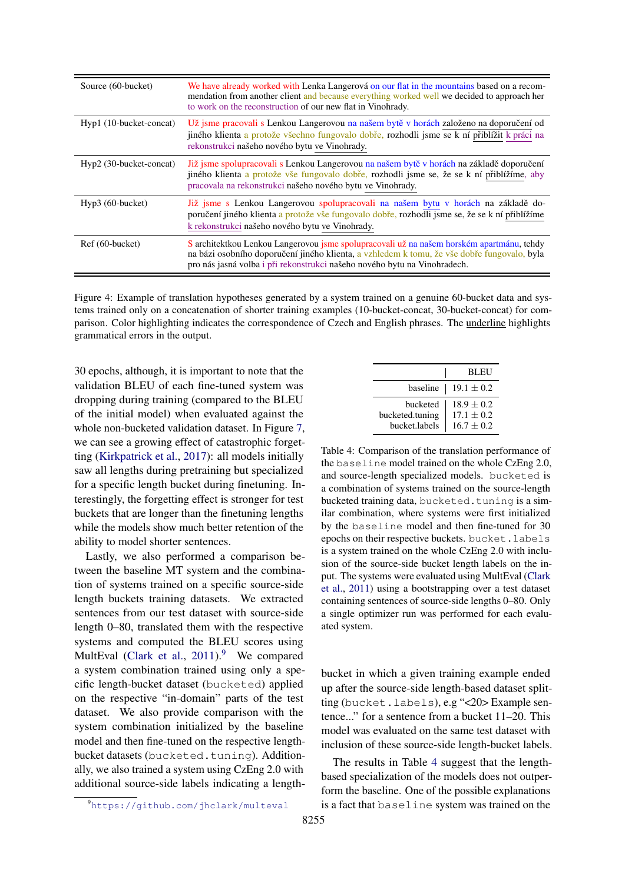| | |
|---|---|
| Source (60-bucket) | We have already worked with Lenka Langerová on our flat in the mountains based on a recommendation from another client and because everything worked well we decided to approach her to work on the reconstruction of our new flat in Vinohrady. |
| Hyp1 (10-bucket-concat) | Už jsme pracovali s Lenkou Langerovou na našem bytě v horách založeno na doporučení od jiného klienta a protože všechno fungovalo dobře, rozhodli jsme se k ní přiblížit k práci na rekonstrukci našeho nového bytu ve Vinohrady. |
| Hyp2 (30-bucket-concat) | Již jsme spolupracovali s Lenkou Langerovou na našem bytě v horách na základě doporučení jiného klienta a protože vše fungovalo dobře, rozhodli jsme se, že k ní přiblížíme, aby pracovala na rekonstrukci našeho nového bytu ve Vinohrady. |
| Hyp3 (60-bucket) | Již jsme s Lenkou Langerovou spolupracovali na našem bytu v horách na základě doporučení jiného klienta a protože vše fungovalo dobře, rozhodli jsme se, že se k ní přiblížíme k rekonstrukci našeho nového bytu ve Vinohrady. |
| Ref (60-bucket) | S architektkou Lenkou Langerovou jsme spolupracovali už na našem horském apartmánu, tehdy na bázi osobního doporučení jiného klienta, a vzhledem k tomu, že vše dobře fungovalo, byla pro nás jasná volba i při rekonstrukci našeho nového bytu na Vinohradech. |

Figure 4: Example of translation hypotheses generated by a system trained on a genuine 60-bucket data and systems trained only on a concatenation of shorter training examples (10-bucket-concat, 30-bucket-concat) for comparison. Color highlighting indicates the correspondence of Czech and English phrases. The underline highlights grammatical errors in the output.

30 epochs, although, it is important to note that the validation BLEU of each fine-tuned system was dropping during training (compared to the BLEU of the initial model) when evaluated against the whole non-bucketed validation dataset. In Figure 7, we can see a growing effect of catastrophic forgetting (Kirkpatrick et al., 2017): all models initially saw all lengths during pretraining but specialized for a specific length bucket during finetuning. Interestingly, the forgetting effect is stronger for test buckets that are longer than the finetuning lengths while the models show much better retention of the ability to model shorter sentences.

Lastly, we also performed a comparison between the baseline MT system and the combination of systems trained on a specific source-side length buckets training datasets. We extracted sentences from our test dataset with source-side length 0–80, translated them with the respective systems and computed the BLEU scores using MultEval (Clark et al., 2011).[9] We compared a system combination trained using only a specific length-bucket dataset (`bucketed`) applied on the respective "in-domain" parts of the test dataset. We also provide comparison with the system combination initialized by the baseline model and then fine-tuned on the respective length-bucket datasets (`bucketed.tuning`). Additionally, we also trained a system using CzEng 2.0 with additional source-side labels indicating a length-bucket in which a given training example ended up after the source-side length-based dataset splitting (`bucket.labels`), e.g "<20> Example sentence..." for a sentence from a bucket 11–20. This model was evaluated on the same test dataset with inclusion of these source-side length-bucket labels.

| | BLEU |
|---|---|
| baseline | $19.1 \pm 0.2$ |
| bucketed | $18.9 \pm 0.2$ |
| bucketed.tuning | $17.1 \pm 0.2$ |
| bucket.labels | $16.7 \pm 0.2$ |

Table 4: Comparison of the translation performance of the `baseline` model trained on the whole CzEng 2.0, and source-length specialized models. `bucketed` is a combination of systems trained on the source-length bucketed training data, `bucketed.tuning` is a similar combination, where systems were first initialized by the `baseline` model and then fine-tuned for 30 epochs on their respective buckets. `bucket.labels` is a system trained on the whole CzEng 2.0 with inclusion of the source-side bucket length labels on the input. The systems were evaluated using MultEval (Clark et al., 2011) using a bootstrapping over a test dataset containing sentences of source-side lengths 0–80. Only a single optimizer run was performed for each evaluated system.

The results in Table 4 suggest that the length-based specialization of the models does not outperform the baseline. One of the possible explanations is a fact that `baseline` system was trained on the

[9] https://github.com/jhclark/multeval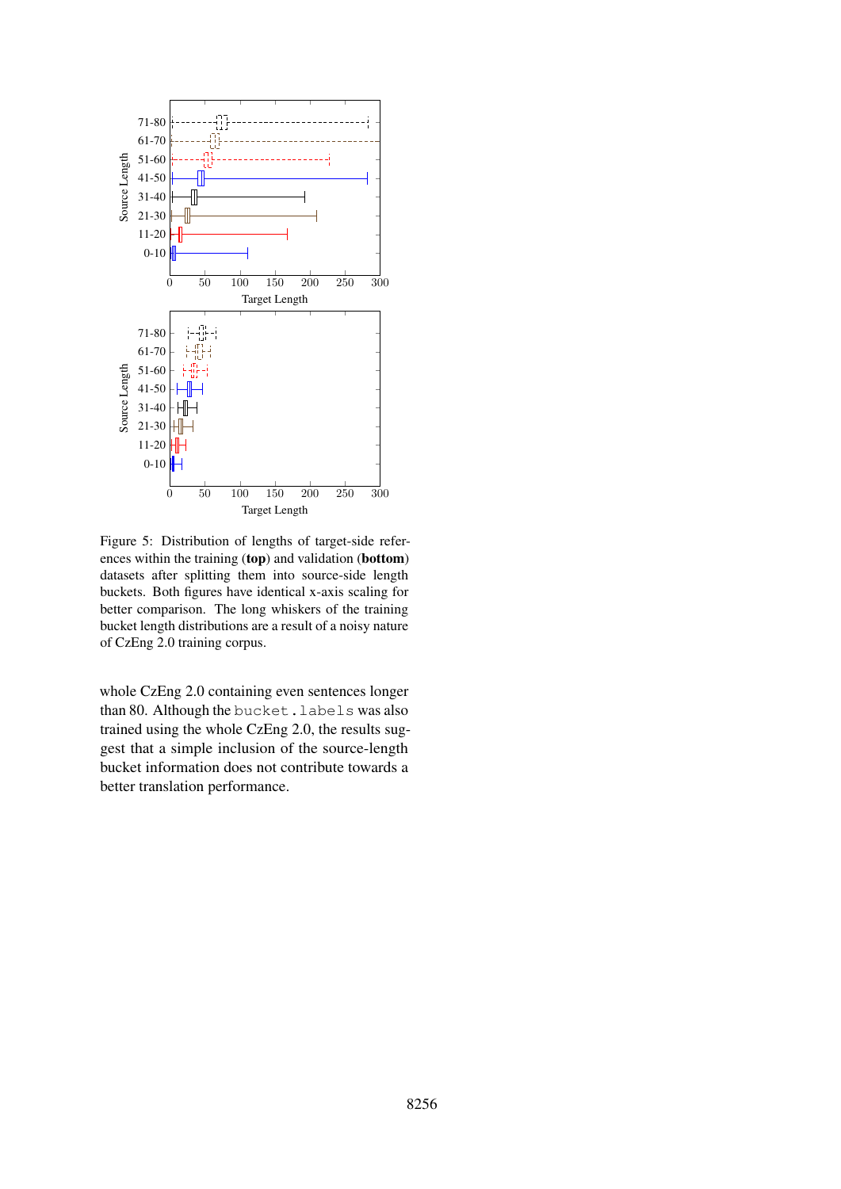Figure 5: Distribution of lengths of target-side references within the training (**top**) and validation (**bottom**) datasets after splitting them into source-side length buckets. Both figures have identical x-axis scaling for better comparison. The long whiskers of the training bucket length distributions are a result of a noisy nature of CzEng 2.0 training corpus.

whole CzEng 2.0 containing even sentences longer than 80. Although the `bucket.labels` was also trained using the whole CzEng 2.0, the results suggest that a simple inclusion of the source-length bucket information does not contribute towards a better translation performance.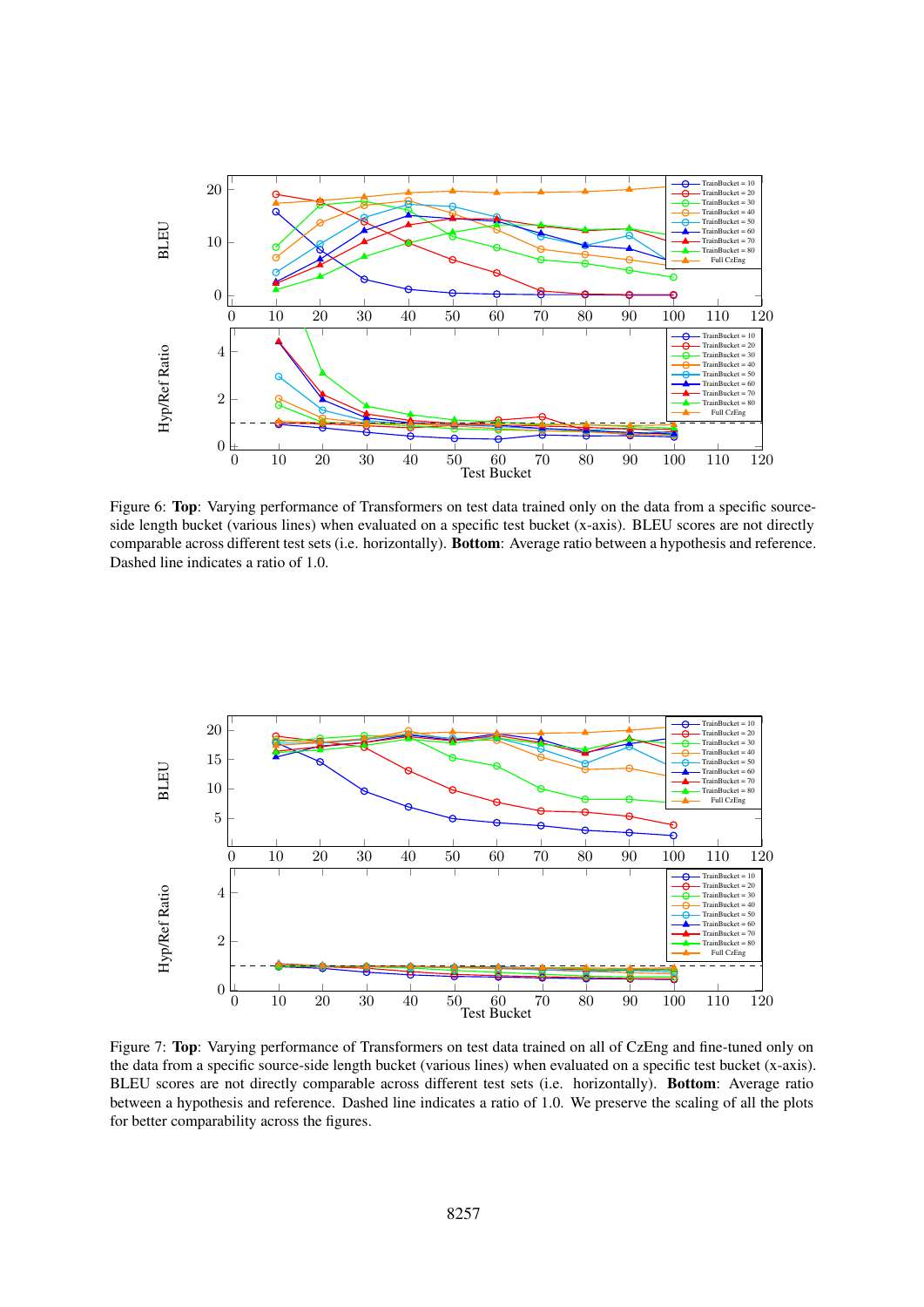BLEU

20
10
0

0 10 20 30 40 50 60 70 80 90 100 110 120

TrainBucket = 10
TrainBucket = 20
TrainBucket = 30
TrainBucket = 40
TrainBucket = 50
TrainBucket = 60
TrainBucket = 70
TrainBucket = 80
Full CzEng

Hyp/Ref Ratio

4
2
0

0 10 20 30 40 50 60 70 80 90 100 110 120

Test Bucket

TrainBucket = 10
TrainBucket = 20
TrainBucket = 30
TrainBucket = 40
TrainBucket = 50
TrainBucket = 60
TrainBucket = 70
TrainBucket = 80
Full CzEng

Figure 6: **Top**: Varying performance of Transformers on test data trained only on the data from a specific source-side length bucket (various lines) when evaluated on a specific test bucket (x-axis). BLEU scores are not directly comparable across different test sets (i.e. horizontally). **Bottom**: Average ratio between a hypothesis and reference. Dashed line indicates a ratio of 1.0.

BLEU

20
15
10
5

0 10 20 30 40 50 60 70 80 90 100 110 120

TrainBucket = 10
TrainBucket = 20
TrainBucket = 30
TrainBucket = 40
TrainBucket = 50
TrainBucket = 60
TrainBucket = 70
TrainBucket = 80
Full CzEng

Hyp/Ref Ratio

4
2
0

0 10 20 30 40 50 60 70 80 90 100 110 120

Test Bucket

TrainBucket = 10
TrainBucket = 20
TrainBucket = 30
TrainBucket = 40
TrainBucket = 50
TrainBucket = 60
TrainBucket = 70
TrainBucket = 80
Full CzEng

Figure 7: **Top**: Varying performance of Transformers on test data trained on all of CzEng and fine-tuned only on the data from a specific source-side length bucket (various lines) when evaluated on a specific test bucket (x-axis). BLEU scores are not directly comparable across different test sets (i.e. horizontally). **Bottom**: Average ratio between a hypothesis and reference. Dashed line indicates a ratio of 1.0. We preserve the scaling of all the plots for better comparability across the figures.